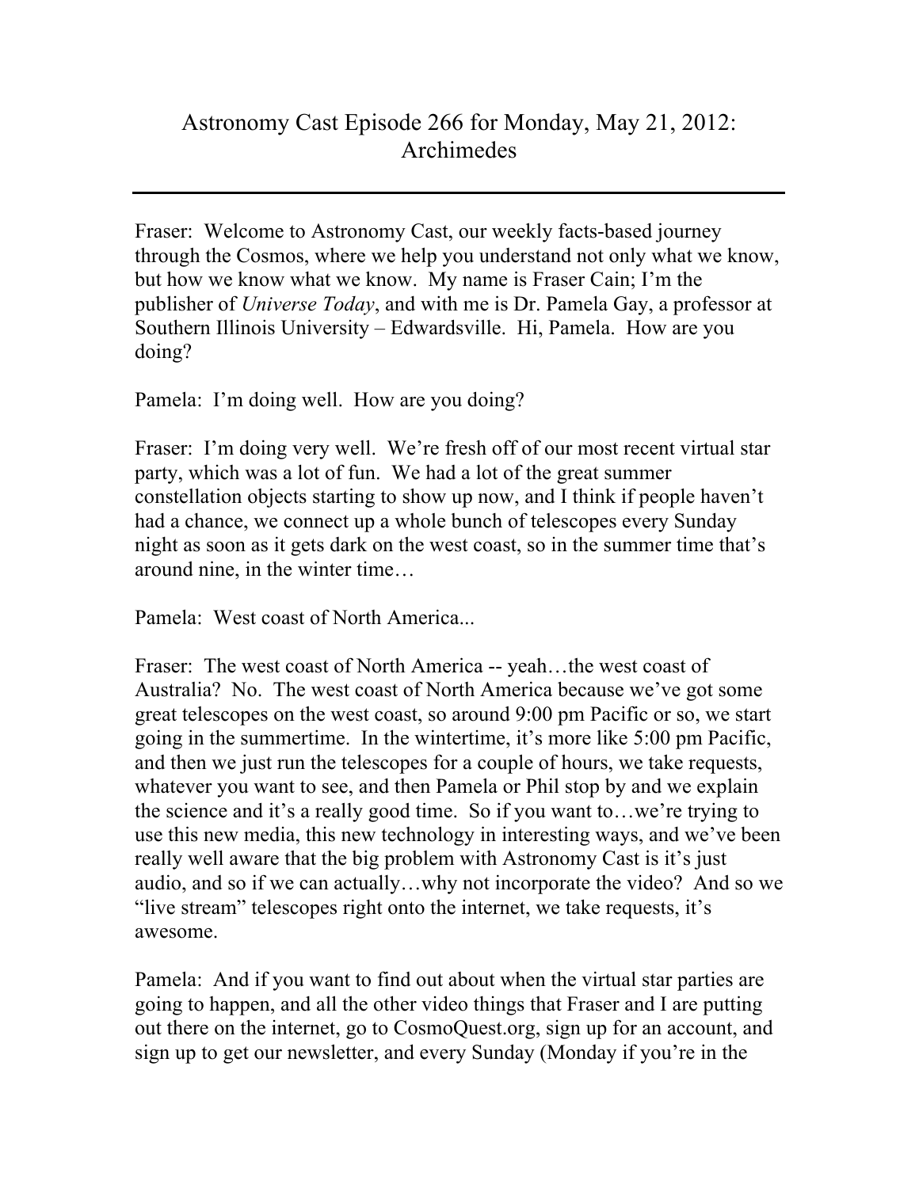# Astronomy Cast Episode 266 for Monday, May 21, 2012: Archimedes

---

Fraser: Welcome to Astronomy Cast, our weekly facts-based journey through the Cosmos, where we help you understand not only what we know, but how we know what we know. My name is Fraser Cain; I'm the publisher of *Universe Today*, and with me is Dr. Pamela Gay, a professor at Southern Illinois University – Edwardsville. Hi, Pamela. How are you doing?

Pamela: I'm doing well. How are you doing?

Fraser: I'm doing very well. We're fresh off of our most recent virtual star party, which was a lot of fun. We had a lot of the great summer constellation objects starting to show up now, and I think if people haven't had a chance, we connect up a whole bunch of telescopes every Sunday night as soon as it gets dark on the west coast, so in the summer time that's around nine, in the winter time…

Pamela: West coast of North America...

Fraser: The west coast of North America -- yeah…the west coast of Australia? No. The west coast of North America because we've got some great telescopes on the west coast, so around 9:00 pm Pacific or so, we start going in the summertime. In the wintertime, it's more like 5:00 pm Pacific, and then we just run the telescopes for a couple of hours, we take requests, whatever you want to see, and then Pamela or Phil stop by and we explain the science and it's a really good time. So if you want to…we're trying to use this new media, this new technology in interesting ways, and we've been really well aware that the big problem with Astronomy Cast is it's just audio, and so if we can actually…why not incorporate the video? And so we "live stream" telescopes right onto the internet, we take requests, it's awesome.

Pamela: And if you want to find out about when the virtual star parties are going to happen, and all the other video things that Fraser and I are putting out there on the internet, go to CosmoQuest.org, sign up for an account, and sign up to get our newsletter, and every Sunday (Monday if you're in the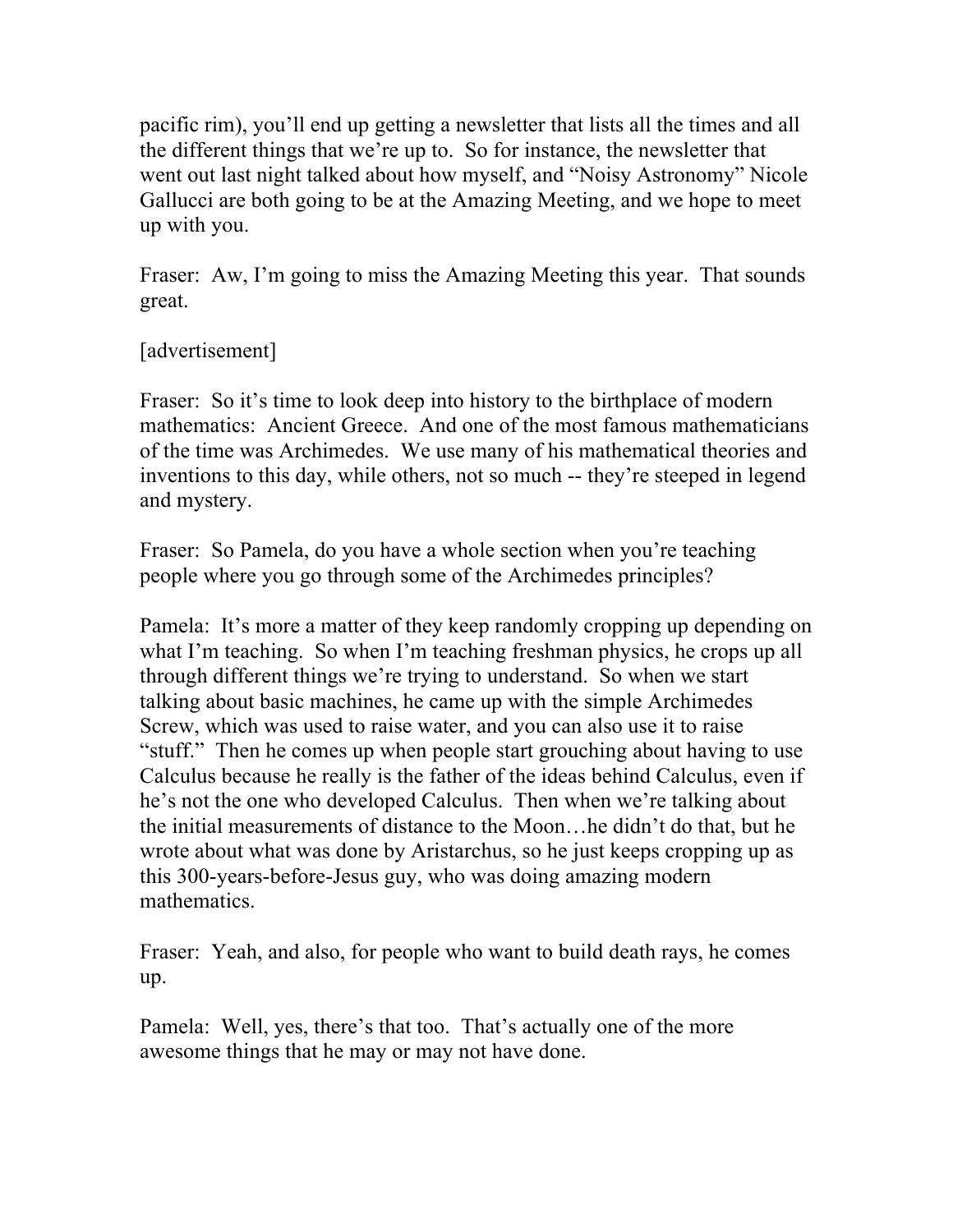pacific rim), you'll end up getting a newsletter that lists all the times and all the different things that we're up to. So for instance, the newsletter that went out last night talked about how myself, and "Noisy Astronomy" Nicole Gallucci are both going to be at the Amazing Meeting, and we hope to meet up with you.

Fraser: Aw, I'm going to miss the Amazing Meeting this year. That sounds great.

[advertisement]

Fraser: So it's time to look deep into history to the birthplace of modern mathematics: Ancient Greece. And one of the most famous mathematicians of the time was Archimedes. We use many of his mathematical theories and inventions to this day, while others, not so much -- they're steeped in legend and mystery.

Fraser: So Pamela, do you have a whole section when you're teaching people where you go through some of the Archimedes principles?

Pamela: It's more a matter of they keep randomly cropping up depending on what I'm teaching. So when I'm teaching freshman physics, he crops up all through different things we're trying to understand. So when we start talking about basic machines, he came up with the simple Archimedes Screw, which was used to raise water, and you can also use it to raise "stuff." Then he comes up when people start grouching about having to use Calculus because he really is the father of the ideas behind Calculus, even if he's not the one who developed Calculus. Then when we're talking about the initial measurements of distance to the Moon…he didn't do that, but he wrote about what was done by Aristarchus, so he just keeps cropping up as this 300-years-before-Jesus guy, who was doing amazing modern mathematics.

Fraser: Yeah, and also, for people who want to build death rays, he comes up.

Pamela: Well, yes, there's that too. That's actually one of the more awesome things that he may or may not have done.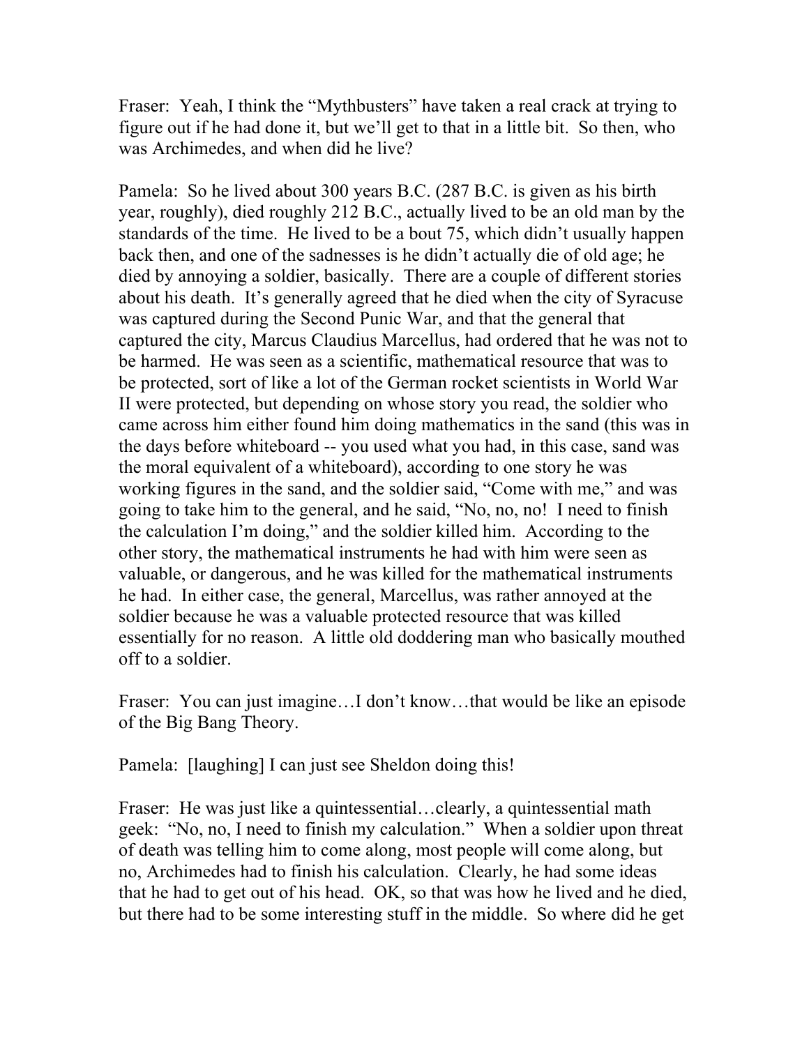Fraser: Yeah, I think the "Mythbusters" have taken a real crack at trying to figure out if he had done it, but we'll get to that in a little bit. So then, who was Archimedes, and when did he live?

Pamela: So he lived about 300 years B.C. (287 B.C. is given as his birth year, roughly), died roughly 212 B.C., actually lived to be an old man by the standards of the time. He lived to be a bout 75, which didn't usually happen back then, and one of the sadnesses is he didn't actually die of old age; he died by annoying a soldier, basically. There are a couple of different stories about his death. It's generally agreed that he died when the city of Syracuse was captured during the Second Punic War, and that the general that captured the city, Marcus Claudius Marcellus, had ordered that he was not to be harmed. He was seen as a scientific, mathematical resource that was to be protected, sort of like a lot of the German rocket scientists in World War II were protected, but depending on whose story you read, the soldier who came across him either found him doing mathematics in the sand (this was in the days before whiteboard -- you used what you had, in this case, sand was the moral equivalent of a whiteboard), according to one story he was working figures in the sand, and the soldier said, "Come with me," and was going to take him to the general, and he said, "No, no, no! I need to finish the calculation I'm doing," and the soldier killed him. According to the other story, the mathematical instruments he had with him were seen as valuable, or dangerous, and he was killed for the mathematical instruments he had. In either case, the general, Marcellus, was rather annoyed at the soldier because he was a valuable protected resource that was killed essentially for no reason. A little old doddering man who basically mouthed off to a soldier.

Fraser: You can just imagine…I don't know…that would be like an episode of the Big Bang Theory.

Pamela: [laughing] I can just see Sheldon doing this!

Fraser: He was just like a quintessential…clearly, a quintessential math geek: "No, no, I need to finish my calculation." When a soldier upon threat of death was telling him to come along, most people will come along, but no, Archimedes had to finish his calculation. Clearly, he had some ideas that he had to get out of his head. OK, so that was how he lived and he died, but there had to be some interesting stuff in the middle. So where did he get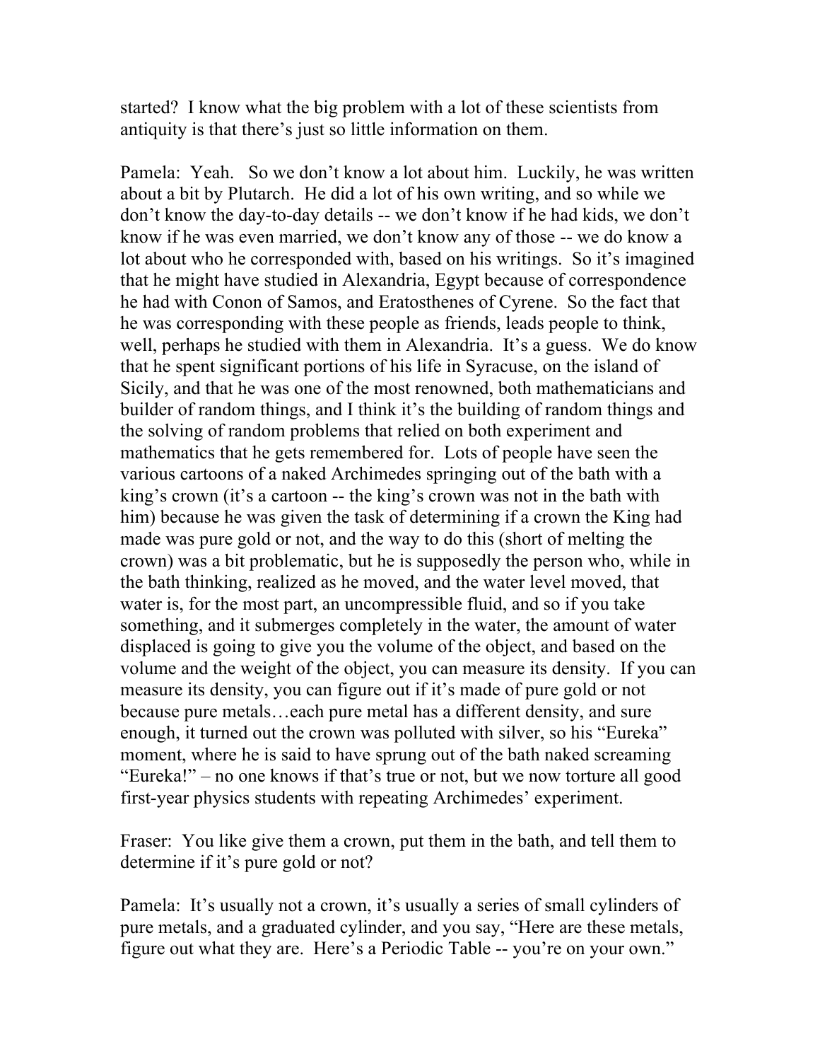started? I know what the big problem with a lot of these scientists from antiquity is that there's just so little information on them.

Pamela: Yeah. So we don't know a lot about him. Luckily, he was written about a bit by Plutarch. He did a lot of his own writing, and so while we don't know the day-to-day details -- we don't know if he had kids, we don't know if he was even married, we don't know any of those -- we do know a lot about who he corresponded with, based on his writings. So it's imagined that he might have studied in Alexandria, Egypt because of correspondence he had with Conon of Samos, and Eratosthenes of Cyrene. So the fact that he was corresponding with these people as friends, leads people to think, well, perhaps he studied with them in Alexandria. It's a guess. We do know that he spent significant portions of his life in Syracuse, on the island of Sicily, and that he was one of the most renowned, both mathematicians and builder of random things, and I think it's the building of random things and the solving of random problems that relied on both experiment and mathematics that he gets remembered for. Lots of people have seen the various cartoons of a naked Archimedes springing out of the bath with a king's crown (it's a cartoon -- the king's crown was not in the bath with him) because he was given the task of determining if a crown the King had made was pure gold or not, and the way to do this (short of melting the crown) was a bit problematic, but he is supposedly the person who, while in the bath thinking, realized as he moved, and the water level moved, that water is, for the most part, an uncompressible fluid, and so if you take something, and it submerges completely in the water, the amount of water displaced is going to give you the volume of the object, and based on the volume and the weight of the object, you can measure its density. If you can measure its density, you can figure out if it's made of pure gold or not because pure metals…each pure metal has a different density, and sure enough, it turned out the crown was polluted with silver, so his "Eureka" moment, where he is said to have sprung out of the bath naked screaming "Eureka!" – no one knows if that's true or not, but we now torture all good first-year physics students with repeating Archimedes' experiment.

Fraser: You like give them a crown, put them in the bath, and tell them to determine if it's pure gold or not?

Pamela: It's usually not a crown, it's usually a series of small cylinders of pure metals, and a graduated cylinder, and you say, "Here are these metals, figure out what they are. Here's a Periodic Table -- you're on your own."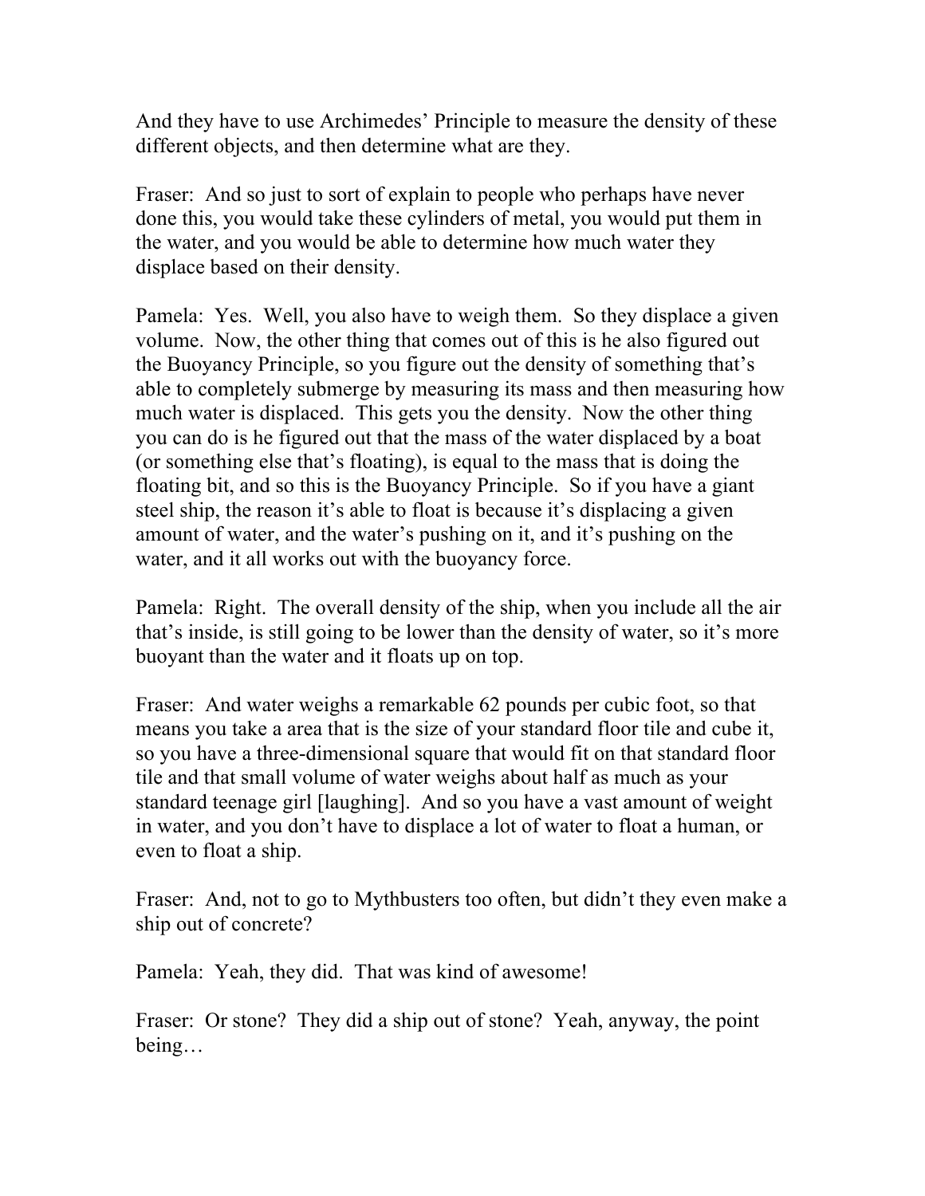And they have to use Archimedes' Principle to measure the density of these different objects, and then determine what are they.

Fraser: And so just to sort of explain to people who perhaps have never done this, you would take these cylinders of metal, you would put them in the water, and you would be able to determine how much water they displace based on their density.

Pamela: Yes. Well, you also have to weigh them. So they displace a given volume. Now, the other thing that comes out of this is he also figured out the Buoyancy Principle, so you figure out the density of something that's able to completely submerge by measuring its mass and then measuring how much water is displaced. This gets you the density. Now the other thing you can do is he figured out that the mass of the water displaced by a boat (or something else that's floating), is equal to the mass that is doing the floating bit, and so this is the Buoyancy Principle. So if you have a giant steel ship, the reason it's able to float is because it's displacing a given amount of water, and the water's pushing on it, and it's pushing on the water, and it all works out with the buoyancy force.

Pamela: Right. The overall density of the ship, when you include all the air that's inside, is still going to be lower than the density of water, so it's more buoyant than the water and it floats up on top.

Fraser: And water weighs a remarkable 62 pounds per cubic foot, so that means you take a area that is the size of your standard floor tile and cube it, so you have a three-dimensional square that would fit on that standard floor tile and that small volume of water weighs about half as much as your standard teenage girl [laughing]. And so you have a vast amount of weight in water, and you don't have to displace a lot of water to float a human, or even to float a ship.

Fraser: And, not to go to Mythbusters too often, but didn't they even make a ship out of concrete?

Pamela: Yeah, they did. That was kind of awesome!

Fraser: Or stone? They did a ship out of stone? Yeah, anyway, the point being…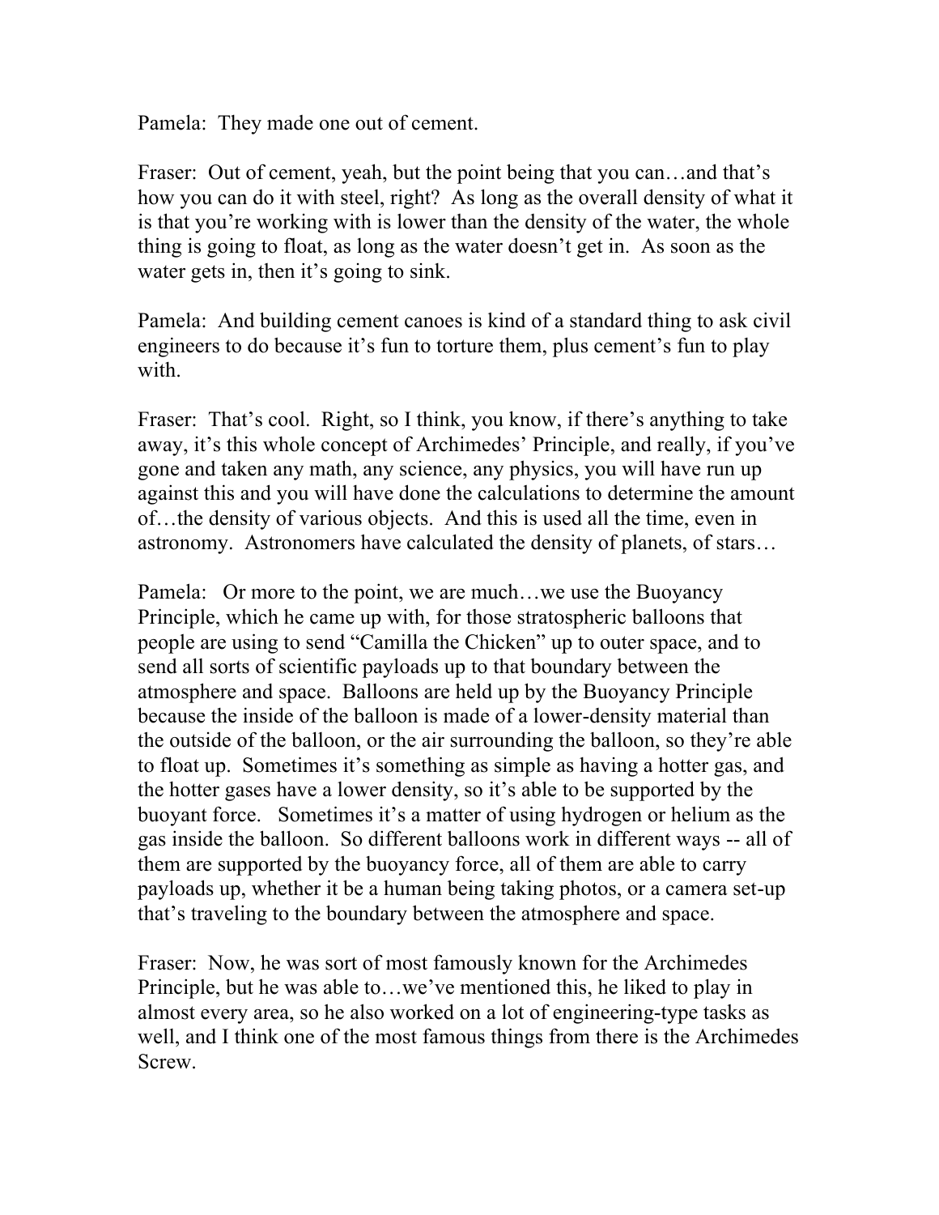Pamela: They made one out of cement.

Fraser: Out of cement, yeah, but the point being that you can…and that's how you can do it with steel, right? As long as the overall density of what it is that you're working with is lower than the density of the water, the whole thing is going to float, as long as the water doesn't get in. As soon as the water gets in, then it's going to sink.

Pamela: And building cement canoes is kind of a standard thing to ask civil engineers to do because it's fun to torture them, plus cement's fun to play with.

Fraser: That's cool. Right, so I think, you know, if there's anything to take away, it's this whole concept of Archimedes' Principle, and really, if you've gone and taken any math, any science, any physics, you will have run up against this and you will have done the calculations to determine the amount of…the density of various objects. And this is used all the time, even in astronomy. Astronomers have calculated the density of planets, of stars…

Pamela: Or more to the point, we are much…we use the Buoyancy Principle, which he came up with, for those stratospheric balloons that people are using to send "Camilla the Chicken" up to outer space, and to send all sorts of scientific payloads up to that boundary between the atmosphere and space. Balloons are held up by the Buoyancy Principle because the inside of the balloon is made of a lower-density material than the outside of the balloon, or the air surrounding the balloon, so they're able to float up. Sometimes it's something as simple as having a hotter gas, and the hotter gases have a lower density, so it's able to be supported by the buoyant force. Sometimes it's a matter of using hydrogen or helium as the gas inside the balloon. So different balloons work in different ways -- all of them are supported by the buoyancy force, all of them are able to carry payloads up, whether it be a human being taking photos, or a camera set-up that's traveling to the boundary between the atmosphere and space.

Fraser: Now, he was sort of most famously known for the Archimedes Principle, but he was able to…we've mentioned this, he liked to play in almost every area, so he also worked on a lot of engineering-type tasks as well, and I think one of the most famous things from there is the Archimedes Screw.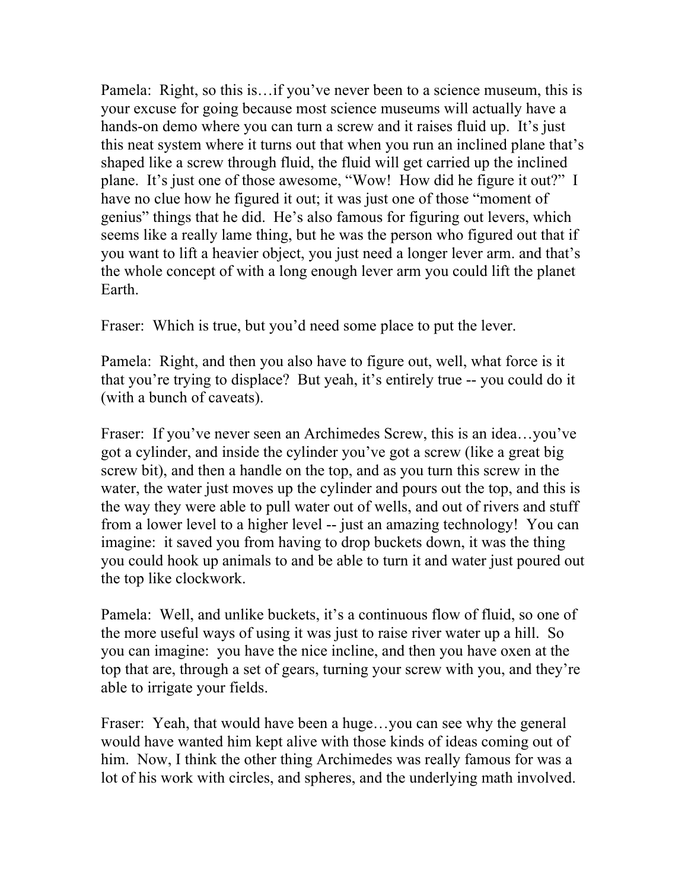Pamela: Right, so this is…if you've never been to a science museum, this is your excuse for going because most science museums will actually have a hands-on demo where you can turn a screw and it raises fluid up. It's just this neat system where it turns out that when you run an inclined plane that's shaped like a screw through fluid, the fluid will get carried up the inclined plane. It's just one of those awesome, "Wow! How did he figure it out?" I have no clue how he figured it out; it was just one of those "moment of genius" things that he did. He's also famous for figuring out levers, which seems like a really lame thing, but he was the person who figured out that if you want to lift a heavier object, you just need a longer lever arm. and that's the whole concept of with a long enough lever arm you could lift the planet Earth.

Fraser: Which is true, but you'd need some place to put the lever.

Pamela: Right, and then you also have to figure out, well, what force is it that you're trying to displace? But yeah, it's entirely true -- you could do it (with a bunch of caveats).

Fraser: If you've never seen an Archimedes Screw, this is an idea…you've got a cylinder, and inside the cylinder you've got a screw (like a great big screw bit), and then a handle on the top, and as you turn this screw in the water, the water just moves up the cylinder and pours out the top, and this is the way they were able to pull water out of wells, and out of rivers and stuff from a lower level to a higher level -- just an amazing technology! You can imagine: it saved you from having to drop buckets down, it was the thing you could hook up animals to and be able to turn it and water just poured out the top like clockwork.

Pamela: Well, and unlike buckets, it's a continuous flow of fluid, so one of the more useful ways of using it was just to raise river water up a hill. So you can imagine: you have the nice incline, and then you have oxen at the top that are, through a set of gears, turning your screw with you, and they're able to irrigate your fields.

Fraser: Yeah, that would have been a huge…you can see why the general would have wanted him kept alive with those kinds of ideas coming out of him. Now, I think the other thing Archimedes was really famous for was a lot of his work with circles, and spheres, and the underlying math involved.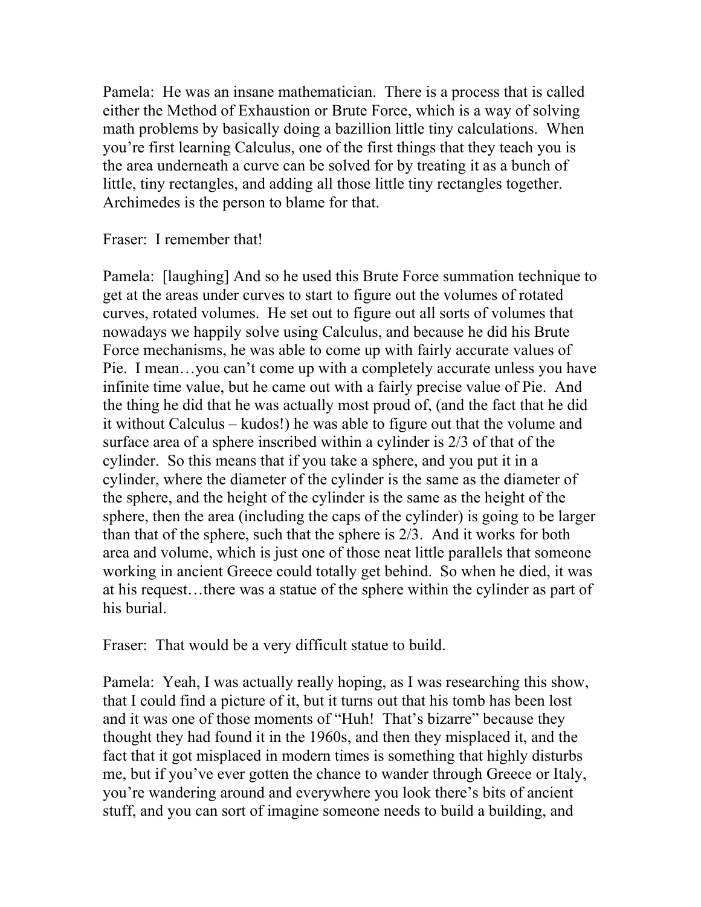Pamela: He was an insane mathematician. There is a process that is called either the Method of Exhaustion or Brute Force, which is a way of solving math problems by basically doing a bazillion little tiny calculations. When you're first learning Calculus, one of the first things that they teach you is the area underneath a curve can be solved for by treating it as a bunch of little, tiny rectangles, and adding all those little tiny rectangles together. Archimedes is the person to blame for that.

Fraser: I remember that!

Pamela: [laughing] And so he used this Brute Force summation technique to get at the areas under curves to start to figure out the volumes of rotated curves, rotated volumes. He set out to figure out all sorts of volumes that nowadays we happily solve using Calculus, and because he did his Brute Force mechanisms, he was able to come up with fairly accurate values of Pie. I mean…you can't come up with a completely accurate unless you have infinite time value, but he came out with a fairly precise value of Pie. And the thing he did that he was actually most proud of, (and the fact that he did it without Calculus – kudos!) he was able to figure out that the volume and surface area of a sphere inscribed within a cylinder is 2/3 of that of the cylinder. So this means that if you take a sphere, and you put it in a cylinder, where the diameter of the cylinder is the same as the diameter of the sphere, and the height of the cylinder is the same as the height of the sphere, then the area (including the caps of the cylinder) is going to be larger than that of the sphere, such that the sphere is 2/3. And it works for both area and volume, which is just one of those neat little parallels that someone working in ancient Greece could totally get behind. So when he died, it was at his request…there was a statue of the sphere within the cylinder as part of his burial.

Fraser: That would be a very difficult statue to build.

Pamela: Yeah, I was actually really hoping, as I was researching this show, that I could find a picture of it, but it turns out that his tomb has been lost and it was one of those moments of "Huh! That's bizarre" because they thought they had found it in the 1960s, and then they misplaced it, and the fact that it got misplaced in modern times is something that highly disturbs me, but if you've ever gotten the chance to wander through Greece or Italy, you're wandering around and everywhere you look there's bits of ancient stuff, and you can sort of imagine someone needs to build a building, and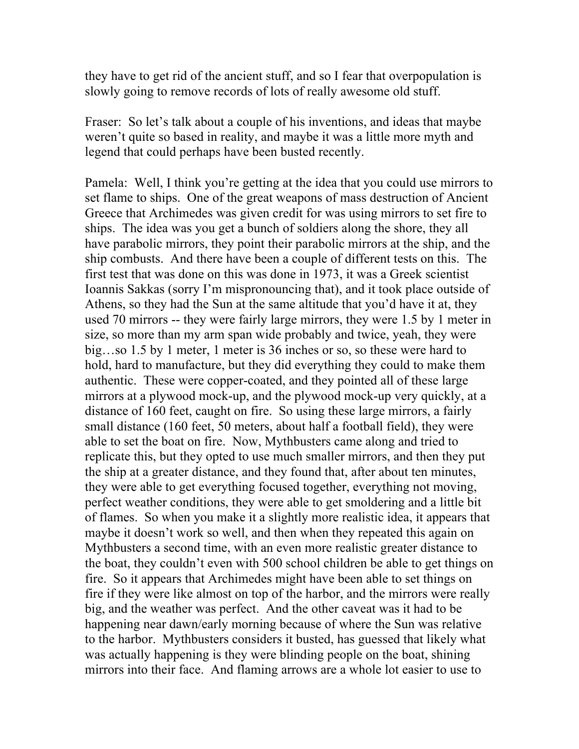they have to get rid of the ancient stuff, and so I fear that overpopulation is slowly going to remove records of lots of really awesome old stuff.

Fraser: So let's talk about a couple of his inventions, and ideas that maybe weren't quite so based in reality, and maybe it was a little more myth and legend that could perhaps have been busted recently.

Pamela: Well, I think you're getting at the idea that you could use mirrors to set flame to ships. One of the great weapons of mass destruction of Ancient Greece that Archimedes was given credit for was using mirrors to set fire to ships. The idea was you get a bunch of soldiers along the shore, they all have parabolic mirrors, they point their parabolic mirrors at the ship, and the ship combusts. And there have been a couple of different tests on this. The first test that was done on this was done in 1973, it was a Greek scientist Ioannis Sakkas (sorry I'm mispronouncing that), and it took place outside of Athens, so they had the Sun at the same altitude that you'd have it at, they used 70 mirrors -- they were fairly large mirrors, they were 1.5 by 1 meter in size, so more than my arm span wide probably and twice, yeah, they were big…so 1.5 by 1 meter, 1 meter is 36 inches or so, so these were hard to hold, hard to manufacture, but they did everything they could to make them authentic. These were copper-coated, and they pointed all of these large mirrors at a plywood mock-up, and the plywood mock-up very quickly, at a distance of 160 feet, caught on fire. So using these large mirrors, a fairly small distance (160 feet, 50 meters, about half a football field), they were able to set the boat on fire. Now, Mythbusters came along and tried to replicate this, but they opted to use much smaller mirrors, and then they put the ship at a greater distance, and they found that, after about ten minutes, they were able to get everything focused together, everything not moving, perfect weather conditions, they were able to get smoldering and a little bit of flames. So when you make it a slightly more realistic idea, it appears that maybe it doesn't work so well, and then when they repeated this again on Mythbusters a second time, with an even more realistic greater distance to the boat, they couldn't even with 500 school children be able to get things on fire. So it appears that Archimedes might have been able to set things on fire if they were like almost on top of the harbor, and the mirrors were really big, and the weather was perfect. And the other caveat was it had to be happening near dawn/early morning because of where the Sun was relative to the harbor. Mythbusters considers it busted, has guessed that likely what was actually happening is they were blinding people on the boat, shining mirrors into their face. And flaming arrows are a whole lot easier to use to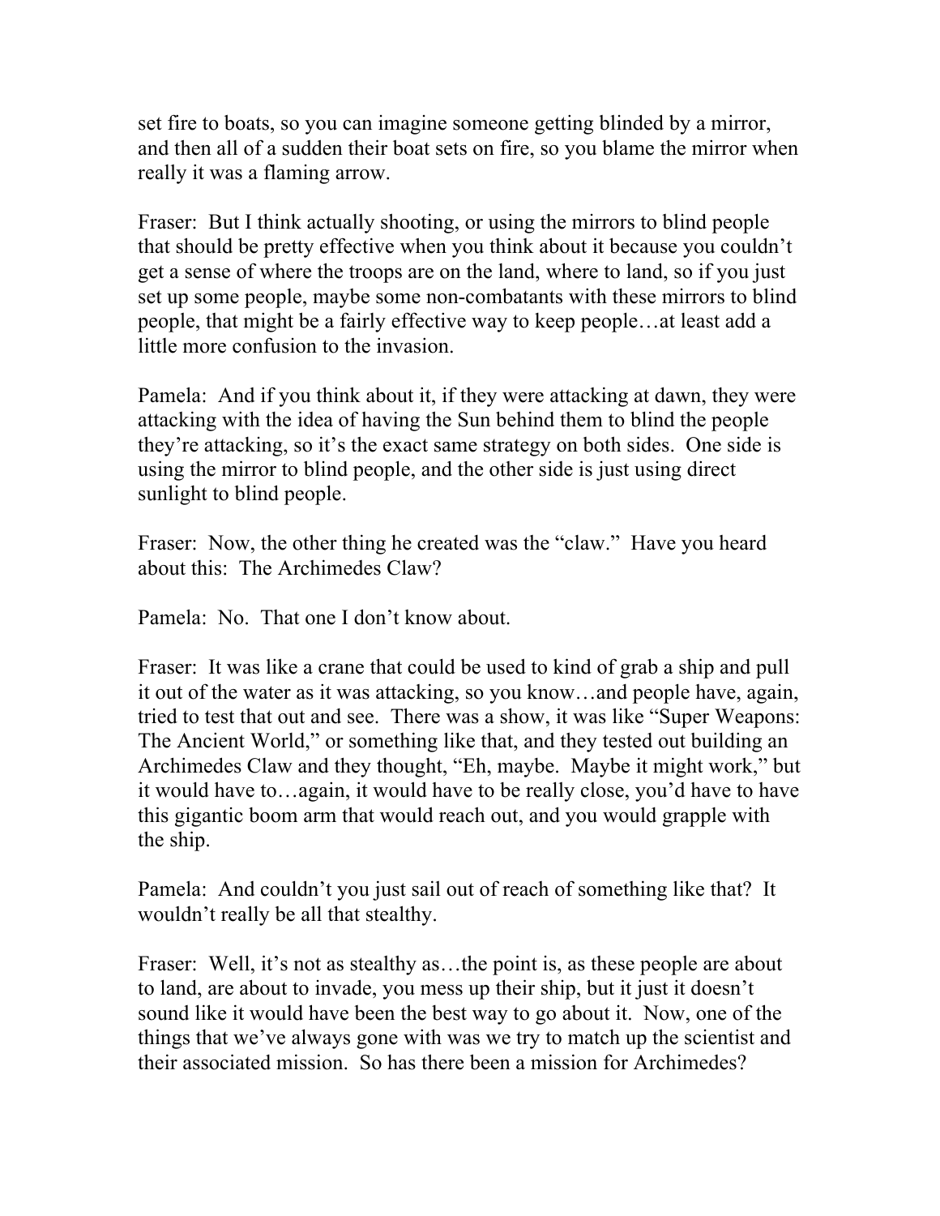set fire to boats, so you can imagine someone getting blinded by a mirror, and then all of a sudden their boat sets on fire, so you blame the mirror when really it was a flaming arrow.

Fraser: But I think actually shooting, or using the mirrors to blind people that should be pretty effective when you think about it because you couldn't get a sense of where the troops are on the land, where to land, so if you just set up some people, maybe some non-combatants with these mirrors to blind people, that might be a fairly effective way to keep people…at least add a little more confusion to the invasion.

Pamela: And if you think about it, if they were attacking at dawn, they were attacking with the idea of having the Sun behind them to blind the people they're attacking, so it's the exact same strategy on both sides. One side is using the mirror to blind people, and the other side is just using direct sunlight to blind people.

Fraser: Now, the other thing he created was the "claw." Have you heard about this: The Archimedes Claw?

Pamela: No. That one I don't know about.

Fraser: It was like a crane that could be used to kind of grab a ship and pull it out of the water as it was attacking, so you know…and people have, again, tried to test that out and see. There was a show, it was like "Super Weapons: The Ancient World," or something like that, and they tested out building an Archimedes Claw and they thought, "Eh, maybe. Maybe it might work," but it would have to…again, it would have to be really close, you'd have to have this gigantic boom arm that would reach out, and you would grapple with the ship.

Pamela: And couldn't you just sail out of reach of something like that? It wouldn't really be all that stealthy.

Fraser: Well, it's not as stealthy as…the point is, as these people are about to land, are about to invade, you mess up their ship, but it just it doesn't sound like it would have been the best way to go about it. Now, one of the things that we've always gone with was we try to match up the scientist and their associated mission. So has there been a mission for Archimedes?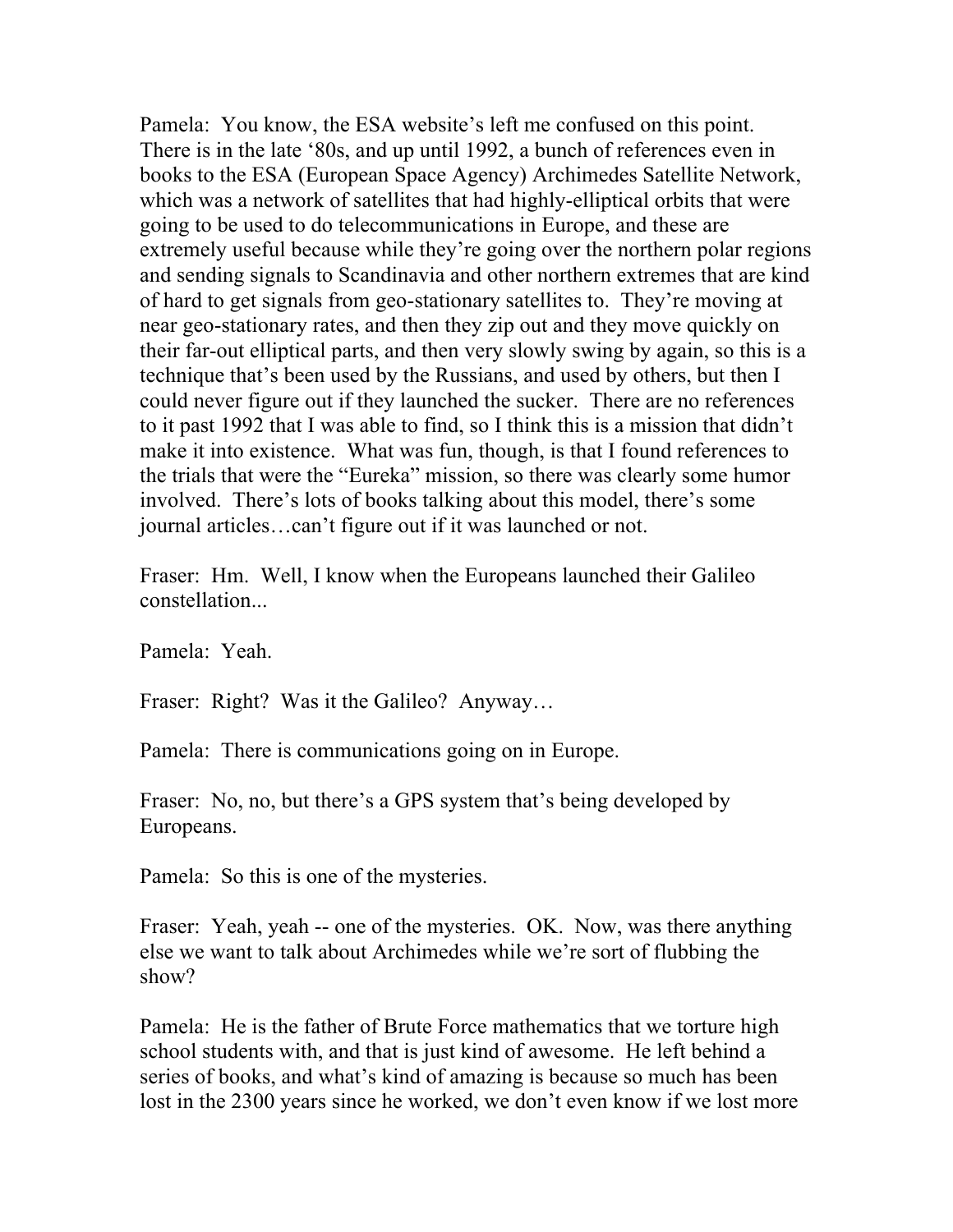Pamela: You know, the ESA website's left me confused on this point. There is in the late '80s, and up until 1992, a bunch of references even in books to the ESA (European Space Agency) Archimedes Satellite Network, which was a network of satellites that had highly-elliptical orbits that were going to be used to do telecommunications in Europe, and these are extremely useful because while they're going over the northern polar regions and sending signals to Scandinavia and other northern extremes that are kind of hard to get signals from geo-stationary satellites to. They're moving at near geo-stationary rates, and then they zip out and they move quickly on their far-out elliptical parts, and then very slowly swing by again, so this is a technique that's been used by the Russians, and used by others, but then I could never figure out if they launched the sucker. There are no references to it past 1992 that I was able to find, so I think this is a mission that didn't make it into existence. What was fun, though, is that I found references to the trials that were the "Eureka" mission, so there was clearly some humor involved. There's lots of books talking about this model, there's some journal articles…can't figure out if it was launched or not.

Fraser: Hm. Well, I know when the Europeans launched their Galileo constellation...

Pamela: Yeah.

Fraser: Right? Was it the Galileo? Anyway…

Pamela: There is communications going on in Europe.

Fraser: No, no, but there's a GPS system that's being developed by Europeans.

Pamela: So this is one of the mysteries.

Fraser: Yeah, yeah -- one of the mysteries. OK. Now, was there anything else we want to talk about Archimedes while we're sort of flubbing the show?

Pamela: He is the father of Brute Force mathematics that we torture high school students with, and that is just kind of awesome. He left behind a series of books, and what's kind of amazing is because so much has been lost in the 2300 years since he worked, we don't even know if we lost more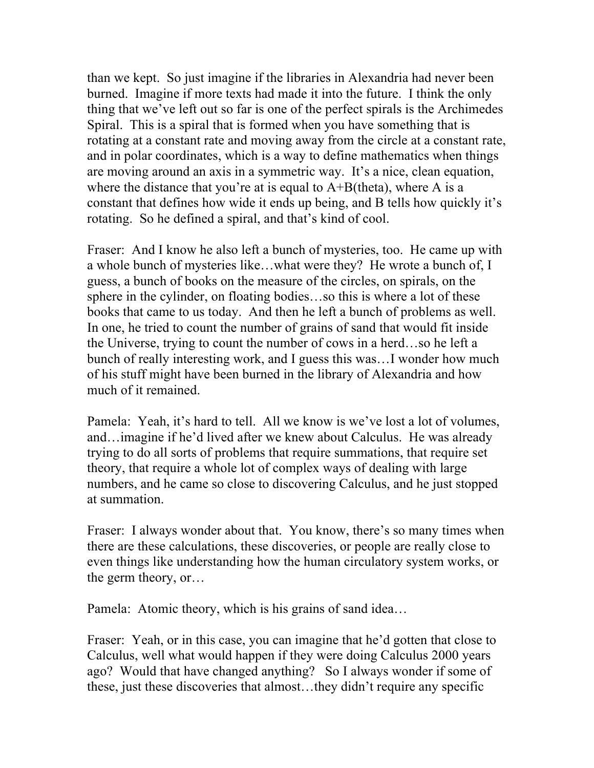than we kept. So just imagine if the libraries in Alexandria had never been burned. Imagine if more texts had made it into the future. I think the only thing that we've left out so far is one of the perfect spirals is the Archimedes Spiral. This is a spiral that is formed when you have something that is rotating at a constant rate and moving away from the circle at a constant rate, and in polar coordinates, which is a way to define mathematics when things are moving around an axis in a symmetric way. It's a nice, clean equation, where the distance that you're at is equal to A+B(theta), where A is a constant that defines how wide it ends up being, and B tells how quickly it's rotating. So he defined a spiral, and that's kind of cool.

Fraser: And I know he also left a bunch of mysteries, too. He came up with a whole bunch of mysteries like…what were they? He wrote a bunch of, I guess, a bunch of books on the measure of the circles, on spirals, on the sphere in the cylinder, on floating bodies…so this is where a lot of these books that came to us today. And then he left a bunch of problems as well. In one, he tried to count the number of grains of sand that would fit inside the Universe, trying to count the number of cows in a herd…so he left a bunch of really interesting work, and I guess this was…I wonder how much of his stuff might have been burned in the library of Alexandria and how much of it remained.

Pamela: Yeah, it's hard to tell. All we know is we've lost a lot of volumes, and…imagine if he'd lived after we knew about Calculus. He was already trying to do all sorts of problems that require summations, that require set theory, that require a whole lot of complex ways of dealing with large numbers, and he came so close to discovering Calculus, and he just stopped at summation.

Fraser: I always wonder about that. You know, there's so many times when there are these calculations, these discoveries, or people are really close to even things like understanding how the human circulatory system works, or the germ theory, or…

Pamela: Atomic theory, which is his grains of sand idea…

Fraser: Yeah, or in this case, you can imagine that he'd gotten that close to Calculus, well what would happen if they were doing Calculus 2000 years ago? Would that have changed anything? So I always wonder if some of these, just these discoveries that almost…they didn't require any specific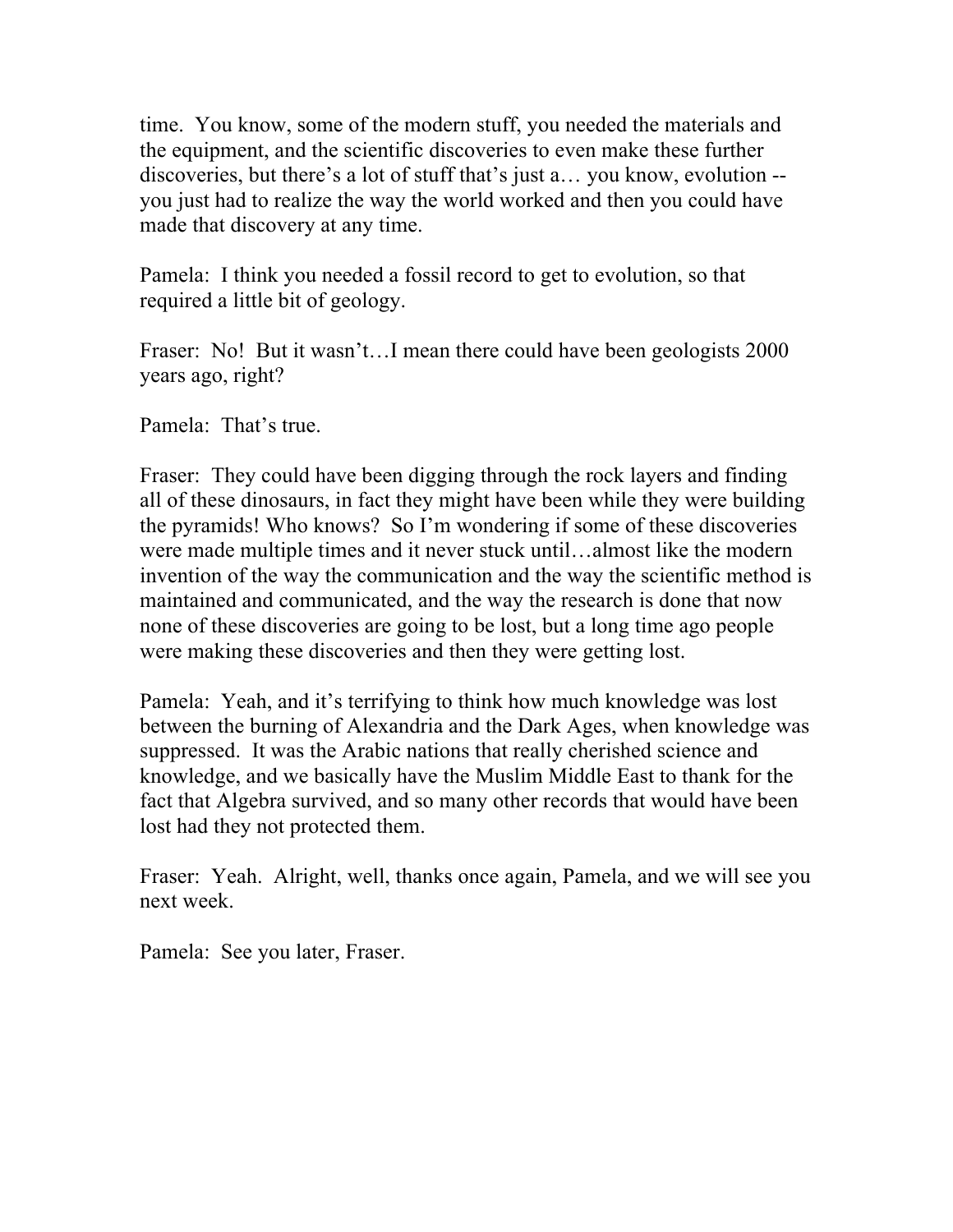time. You know, some of the modern stuff, you needed the materials and the equipment, and the scientific discoveries to even make these further discoveries, but there's a lot of stuff that's just a… you know, evolution -- you just had to realize the way the world worked and then you could have made that discovery at any time.

Pamela: I think you needed a fossil record to get to evolution, so that required a little bit of geology.

Fraser: No! But it wasn't…I mean there could have been geologists 2000 years ago, right?

Pamela: That's true.

Fraser: They could have been digging through the rock layers and finding all of these dinosaurs, in fact they might have been while they were building the pyramids! Who knows? So I'm wondering if some of these discoveries were made multiple times and it never stuck until…almost like the modern invention of the way the communication and the way the scientific method is maintained and communicated, and the way the research is done that now none of these discoveries are going to be lost, but a long time ago people were making these discoveries and then they were getting lost.

Pamela: Yeah, and it's terrifying to think how much knowledge was lost between the burning of Alexandria and the Dark Ages, when knowledge was suppressed. It was the Arabic nations that really cherished science and knowledge, and we basically have the Muslim Middle East to thank for the fact that Algebra survived, and so many other records that would have been lost had they not protected them.

Fraser: Yeah. Alright, well, thanks once again, Pamela, and we will see you next week.

Pamela: See you later, Fraser.